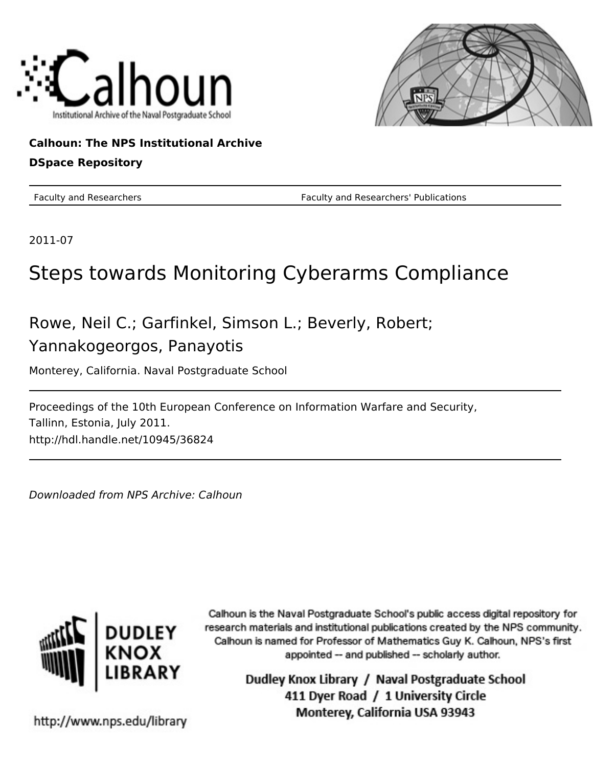Calhoun: The NPS Institutional Archive

DSpace Repository

Faculty and Researchers Faculty and Researchers' Publications

2011-07

# Steps towards Monitoring Cyberarms Compliance

Rowe, Neil C.; Garfinkel, Simson L.; Beverly, Robert; Yannakogeorgos, Panayotis

Monterey, California. Naval Postgraduate School

Proceedings of the 10th European Conference on Information Warfare and Security, Tallinn, Estonia, July 2011.
http://hdl.handle.net/10945/36824

*Downloaded from NPS Archive: Calhoun*

Calhoun is the Naval Postgraduate School's public access digital repository for research materials and institutional publications created by the NPS community. Calhoun is named for Professor of Mathematics Guy K. Calhoun, NPS's first appointed -- and published -- scholarly author.

Dudley Knox Library / Naval Postgraduate School
411 Dyer Road / 1 University Circle
Monterey, California USA 93943

http://www.nps.edu/library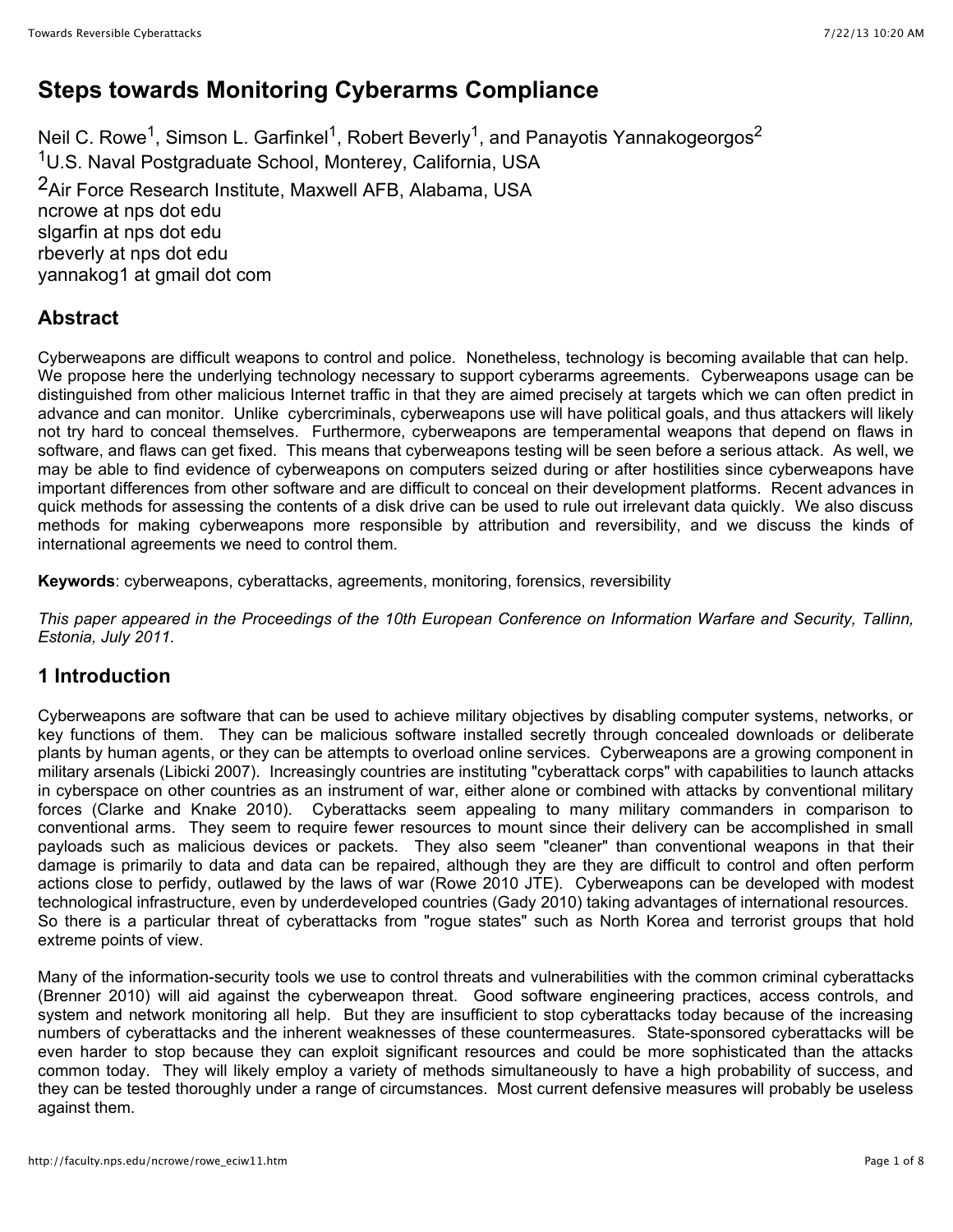# Steps towards Monitoring Cyberarms Compliance

Neil C. Rowe[1], Simson L. Garfinkel[1], Robert Beverly[1], and Panayotis Yannakogeorgos[2]
[1]U.S. Naval Postgraduate School, Monterey, California, USA
[2]Air Force Research Institute, Maxwell AFB, Alabama, USA
ncrowe at nps dot edu
slgarfin at nps dot edu
rbeverly at nps dot edu
yannakog1 at gmail dot com

## Abstract

Cyberweapons are difficult weapons to control and police. Nonetheless, technology is becoming available that can help. We propose here the underlying technology necessary to support cyberarms agreements. Cyberweapons usage can be distinguished from other malicious Internet traffic in that they are aimed precisely at targets which we can often predict in advance and can monitor. Unlike cybercriminals, cyberweapons use will have political goals, and thus attackers will likely not try hard to conceal themselves. Furthermore, cyberweapons are temperamental weapons that depend on flaws in software, and flaws can get fixed. This means that cyberweapons testing will be seen before a serious attack. As well, we may be able to find evidence of cyberweapons on computers seized during or after hostilities since cyberweapons have important differences from other software and are difficult to conceal on their development platforms. Recent advances in quick methods for assessing the contents of a disk drive can be used to rule out irrelevant data quickly. We also discuss methods for making cyberweapons more responsible by attribution and reversibility, and we discuss the kinds of international agreements we need to control them.

**Keywords**: cyberweapons, cyberattacks, agreements, monitoring, forensics, reversibility

*This paper appeared in the Proceedings of the 10th European Conference on Information Warfare and Security, Tallinn, Estonia, July 2011.*

## 1 Introduction

Cyberweapons are software that can be used to achieve military objectives by disabling computer systems, networks, or key functions of them. They can be malicious software installed secretly through concealed downloads or deliberate plants by human agents, or they can be attempts to overload online services. Cyberweapons are a growing component in military arsenals (Libicki 2007). Increasingly countries are instituting "cyberattack corps" with capabilities to launch attacks in cyberspace on other countries as an instrument of war, either alone or combined with attacks by conventional military forces (Clarke and Knake 2010). Cyberattacks seem appealing to many military commanders in comparison to conventional arms. They seem to require fewer resources to mount since their delivery can be accomplished in small payloads such as malicious devices or packets. They also seem "cleaner" than conventional weapons in that their damage is primarily to data and data can be repaired, although they are they are difficult to control and often perform actions close to perfidy, outlawed by the laws of war (Rowe 2010 JTE). Cyberweapons can be developed with modest technological infrastructure, even by underdeveloped countries (Gady 2010) taking advantages of international resources. So there is a particular threat of cyberattacks from "rogue states" such as North Korea and terrorist groups that hold extreme points of view.

Many of the information-security tools we use to control threats and vulnerabilities with the common criminal cyberattacks (Brenner 2010) will aid against the cyberweapon threat. Good software engineering practices, access controls, and system and network monitoring all help. But they are insufficient to stop cyberattacks today because of the increasing numbers of cyberattacks and the inherent weaknesses of these countermeasures. State-sponsored cyberattacks will be even harder to stop because they can exploit significant resources and could be more sophisticated than the attacks common today. They will likely employ a variety of methods simultaneously to have a high probability of success, and they can be tested thoroughly under a range of circumstances. Most current defensive measures will probably be useless against them.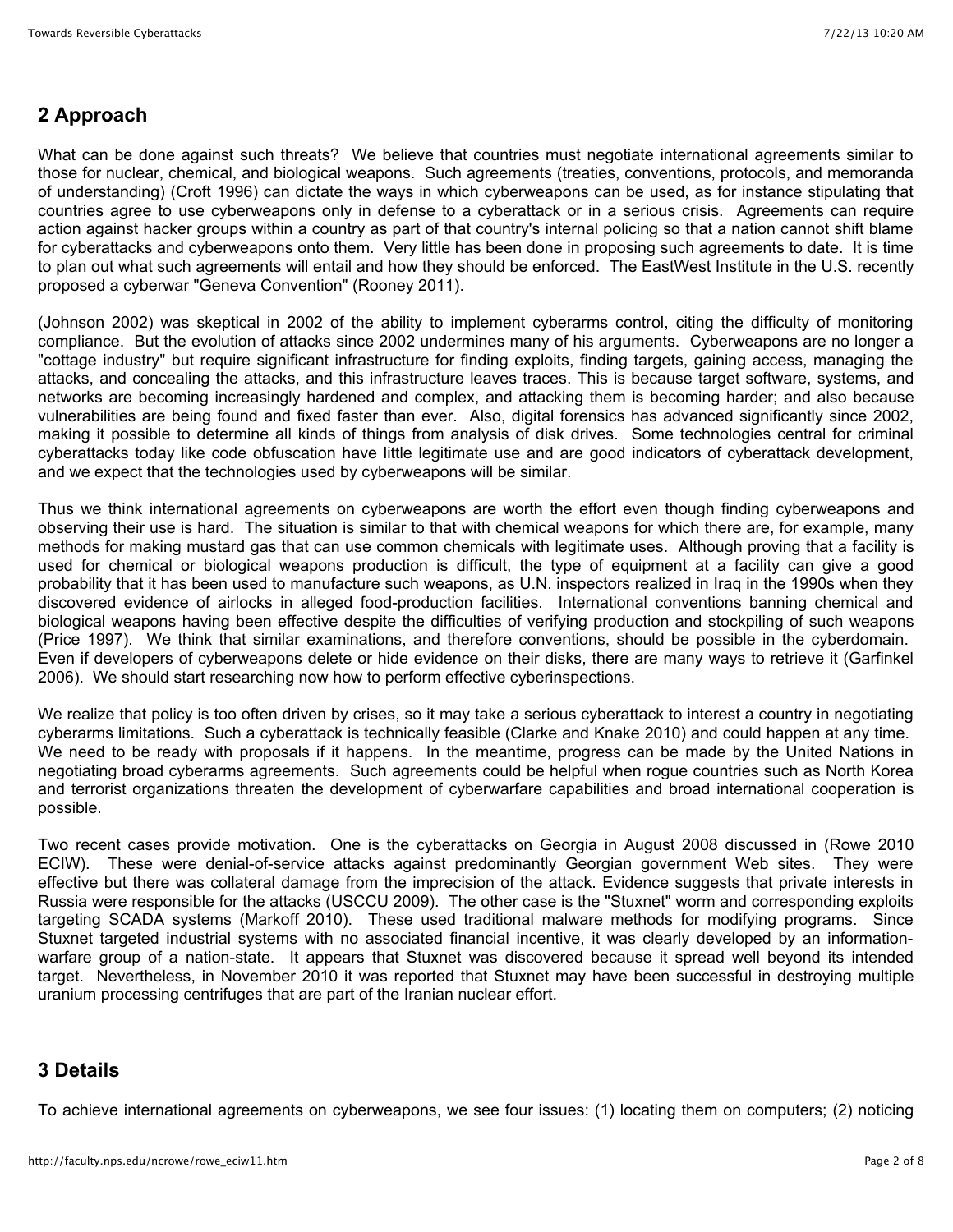## 2 Approach

What can be done against such threats? We believe that countries must negotiate international agreements similar to those for nuclear, chemical, and biological weapons. Such agreements (treaties, conventions, protocols, and memoranda of understanding) (Croft 1996) can dictate the ways in which cyberweapons can be used, as for instance stipulating that countries agree to use cyberweapons only in defense to a cyberattack or in a serious crisis. Agreements can require action against hacker groups within a country as part of that country's internal policing so that a nation cannot shift blame for cyberattacks and cyberweapons onto them. Very little has been done in proposing such agreements to date. It is time to plan out what such agreements will entail and how they should be enforced. The EastWest Institute in the U.S. recently proposed a cyberwar "Geneva Convention" (Rooney 2011).

(Johnson 2002) was skeptical in 2002 of the ability to implement cyberarms control, citing the difficulty of monitoring compliance. But the evolution of attacks since 2002 undermines many of his arguments. Cyberweapons are no longer a "cottage industry" but require significant infrastructure for finding exploits, finding targets, gaining access, managing the attacks, and concealing the attacks, and this infrastructure leaves traces. This is because target software, systems, and networks are becoming increasingly hardened and complex, and attacking them is becoming harder; and also because vulnerabilities are being found and fixed faster than ever. Also, digital forensics has advanced significantly since 2002, making it possible to determine all kinds of things from analysis of disk drives. Some technologies central for criminal cyberattacks today like code obfuscation have little legitimate use and are good indicators of cyberattack development, and we expect that the technologies used by cyberweapons will be similar.

Thus we think international agreements on cyberweapons are worth the effort even though finding cyberweapons and observing their use is hard. The situation is similar to that with chemical weapons for which there are, for example, many methods for making mustard gas that can use common chemicals with legitimate uses. Although proving that a facility is used for chemical or biological weapons production is difficult, the type of equipment at a facility can give a good probability that it has been used to manufacture such weapons, as U.N. inspectors realized in Iraq in the 1990s when they discovered evidence of airlocks in alleged food-production facilities. International conventions banning chemical and biological weapons having been effective despite the difficulties of verifying production and stockpiling of such weapons (Price 1997). We think that similar examinations, and therefore conventions, should be possible in the cyberdomain. Even if developers of cyberweapons delete or hide evidence on their disks, there are many ways to retrieve it (Garfinkel 2006). We should start researching now how to perform effective cyberinspections.

We realize that policy is too often driven by crises, so it may take a serious cyberattack to interest a country in negotiating cyberarms limitations. Such a cyberattack is technically feasible (Clarke and Knake 2010) and could happen at any time. We need to be ready with proposals if it happens. In the meantime, progress can be made by the United Nations in negotiating broad cyberarms agreements. Such agreements could be helpful when rogue countries such as North Korea and terrorist organizations threaten the development of cyberwarfare capabilities and broad international cooperation is possible.

Two recent cases provide motivation. One is the cyberattacks on Georgia in August 2008 discussed in (Rowe 2010 ECIW). These were denial-of-service attacks against predominantly Georgian government Web sites. They were effective but there was collateral damage from the imprecision of the attack. Evidence suggests that private interests in Russia were responsible for the attacks (USCCU 2009). The other case is the "Stuxnet" worm and corresponding exploits targeting SCADA systems (Markoff 2010). These used traditional malware methods for modifying programs. Since Stuxnet targeted industrial systems with no associated financial incentive, it was clearly developed by an information-warfare group of a nation-state. It appears that Stuxnet was discovered because it spread well beyond its intended target. Nevertheless, in November 2010 it was reported that Stuxnet may have been successful in destroying multiple uranium processing centrifuges that are part of the Iranian nuclear effort.

## 3 Details

To achieve international agreements on cyberweapons, we see four issues: (1) locating them on computers; (2) noticing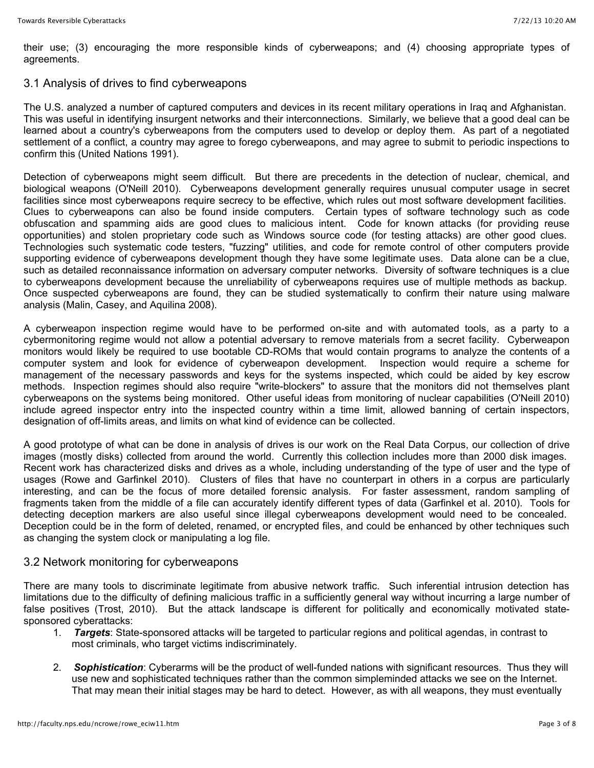their use; (3) encouraging the more responsible kinds of cyberweapons; and (4) choosing appropriate types of agreements.

### 3.1 Analysis of drives to find cyberweapons

The U.S. analyzed a number of captured computers and devices in its recent military operations in Iraq and Afghanistan. This was useful in identifying insurgent networks and their interconnections. Similarly, we believe that a good deal can be learned about a country's cyberweapons from the computers used to develop or deploy them. As part of a negotiated settlement of a conflict, a country may agree to forego cyberweapons, and may agree to submit to periodic inspections to confirm this (United Nations 1991).

Detection of cyberweapons might seem difficult. But there are precedents in the detection of nuclear, chemical, and biological weapons (O'Neill 2010). Cyberweapons development generally requires unusual computer usage in secret facilities since most cyberweapons require secrecy to be effective, which rules out most software development facilities. Clues to cyberweapons can also be found inside computers. Certain types of software technology such as code obfuscation and spamming aids are good clues to malicious intent. Code for known attacks (for providing reuse opportunities) and stolen proprietary code such as Windows source code (for testing attacks) are other good clues. Technologies such systematic code testers, "fuzzing" utilities, and code for remote control of other computers provide supporting evidence of cyberweapons development though they have some legitimate uses. Data alone can be a clue, such as detailed reconnaissance information on adversary computer networks. Diversity of software techniques is a clue to cyberweapons development because the unreliability of cyberweapons requires use of multiple methods as backup. Once suspected cyberweapons are found, they can be studied systematically to confirm their nature using malware analysis (Malin, Casey, and Aquilina 2008).

A cyberweapon inspection regime would have to be performed on-site and with automated tools, as a party to a cybermonitoring regime would not allow a potential adversary to remove materials from a secret facility. Cyberweapon monitors would likely be required to use bootable CD-ROMs that would contain programs to analyze the contents of a computer system and look for evidence of cyberweapon development. Inspection would require a scheme for management of the necessary passwords and keys for the systems inspected, which could be aided by key escrow methods. Inspection regimes should also require "write-blockers" to assure that the monitors did not themselves plant cyberweapons on the systems being monitored. Other useful ideas from monitoring of nuclear capabilities (O'Neill 2010) include agreed inspector entry into the inspected country within a time limit, allowed banning of certain inspectors, designation of off-limits areas, and limits on what kind of evidence can be collected.

A good prototype of what can be done in analysis of drives is our work on the Real Data Corpus, our collection of drive images (mostly disks) collected from around the world. Currently this collection includes more than 2000 disk images. Recent work has characterized disks and drives as a whole, including understanding of the type of user and the type of usages (Rowe and Garfinkel 2010). Clusters of files that have no counterpart in others in a corpus are particularly interesting, and can be the focus of more detailed forensic analysis. For faster assessment, random sampling of fragments taken from the middle of a file can accurately identify different types of data (Garfinkel et al. 2010). Tools for detecting deception markers are also useful since illegal cyberweapons development would need to be concealed. Deception could be in the form of deleted, renamed, or encrypted files, and could be enhanced by other techniques such as changing the system clock or manipulating a log file.

### 3.2 Network monitoring for cyberweapons

There are many tools to discriminate legitimate from abusive network traffic. Such inferential intrusion detection has limitations due to the difficulty of defining malicious traffic in a sufficiently general way without incurring a large number of false positives (Trost, 2010). But the attack landscape is different for politically and economically motivated state-sponsored cyberattacks:

1. ***Targets***: State-sponsored attacks will be targeted to particular regions and political agendas, in contrast to most criminals, who target victims indiscriminately.

2. ***Sophistication***: Cyberarms will be the product of well-funded nations with significant resources. Thus they will use new and sophisticated techniques rather than the common simpleminded attacks we see on the Internet. That may mean their initial stages may be hard to detect. However, as with all weapons, they must eventually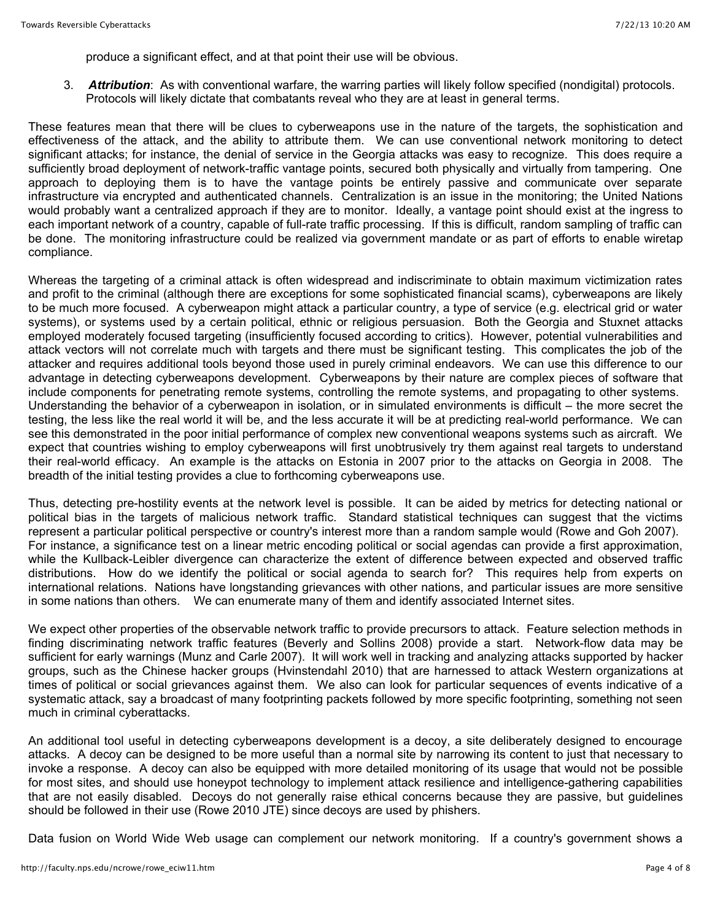produce a significant effect, and at that point their use will be obvious.

3. ***Attribution***: As with conventional warfare, the warring parties will likely follow specified (nondigital) protocols. Protocols will likely dictate that combatants reveal who they are at least in general terms.

These features mean that there will be clues to cyberweapons use in the nature of the targets, the sophistication and effectiveness of the attack, and the ability to attribute them. We can use conventional network monitoring to detect significant attacks; for instance, the denial of service in the Georgia attacks was easy to recognize. This does require a sufficiently broad deployment of network-traffic vantage points, secured both physically and virtually from tampering. One approach to deploying them is to have the vantage points be entirely passive and communicate over separate infrastructure via encrypted and authenticated channels. Centralization is an issue in the monitoring; the United Nations would probably want a centralized approach if they are to monitor. Ideally, a vantage point should exist at the ingress to each important network of a country, capable of full-rate traffic processing. If this is difficult, random sampling of traffic can be done. The monitoring infrastructure could be realized via government mandate or as part of efforts to enable wiretap compliance.

Whereas the targeting of a criminal attack is often widespread and indiscriminate to obtain maximum victimization rates and profit to the criminal (although there are exceptions for some sophisticated financial scams), cyberweapons are likely to be much more focused. A cyberweapon might attack a particular country, a type of service (e.g. electrical grid or water systems), or systems used by a certain political, ethnic or religious persuasion. Both the Georgia and Stuxnet attacks employed moderately focused targeting (insufficiently focused according to critics). However, potential vulnerabilities and attack vectors will not correlate much with targets and there must be significant testing. This complicates the job of the attacker and requires additional tools beyond those used in purely criminal endeavors. We can use this difference to our advantage in detecting cyberweapons development. Cyberweapons by their nature are complex pieces of software that include components for penetrating remote systems, controlling the remote systems, and propagating to other systems. Understanding the behavior of a cyberweapon in isolation, or in simulated environments is difficult – the more secret the testing, the less like the real world it will be, and the less accurate it will be at predicting real-world performance. We can see this demonstrated in the poor initial performance of complex new conventional weapons systems such as aircraft. We expect that countries wishing to employ cyberweapons will first unobtrusively try them against real targets to understand their real-world efficacy. An example is the attacks on Estonia in 2007 prior to the attacks on Georgia in 2008. The breadth of the initial testing provides a clue to forthcoming cyberweapons use.

Thus, detecting pre-hostility events at the network level is possible. It can be aided by metrics for detecting national or political bias in the targets of malicious network traffic. Standard statistical techniques can suggest that the victims represent a particular political perspective or country's interest more than a random sample would (Rowe and Goh 2007). For instance, a significance test on a linear metric encoding political or social agendas can provide a first approximation, while the Kullback-Leibler divergence can characterize the extent of difference between expected and observed traffic distributions. How do we identify the political or social agenda to search for? This requires help from experts on international relations. Nations have longstanding grievances with other nations, and particular issues are more sensitive in some nations than others. We can enumerate many of them and identify associated Internet sites.

We expect other properties of the observable network traffic to provide precursors to attack. Feature selection methods in finding discriminating network traffic features (Beverly and Sollins 2008) provide a start. Network-flow data may be sufficient for early warnings (Munz and Carle 2007). It will work well in tracking and analyzing attacks supported by hacker groups, such as the Chinese hacker groups (Hvinstendahl 2010) that are harnessed to attack Western organizations at times of political or social grievances against them. We also can look for particular sequences of events indicative of a systematic attack, say a broadcast of many footprinting packets followed by more specific footprinting, something not seen much in criminal cyberattacks.

An additional tool useful in detecting cyberweapons development is a decoy, a site deliberately designed to encourage attacks. A decoy can be designed to be more useful than a normal site by narrowing its content to just that necessary to invoke a response. A decoy can also be equipped with more detailed monitoring of its usage that would not be possible for most sites, and should use honeypot technology to implement attack resilience and intelligence-gathering capabilities that are not easily disabled. Decoys do not generally raise ethical concerns because they are passive, but guidelines should be followed in their use (Rowe 2010 JTE) since decoys are used by phishers.

Data fusion on World Wide Web usage can complement our network monitoring. If a country's government shows a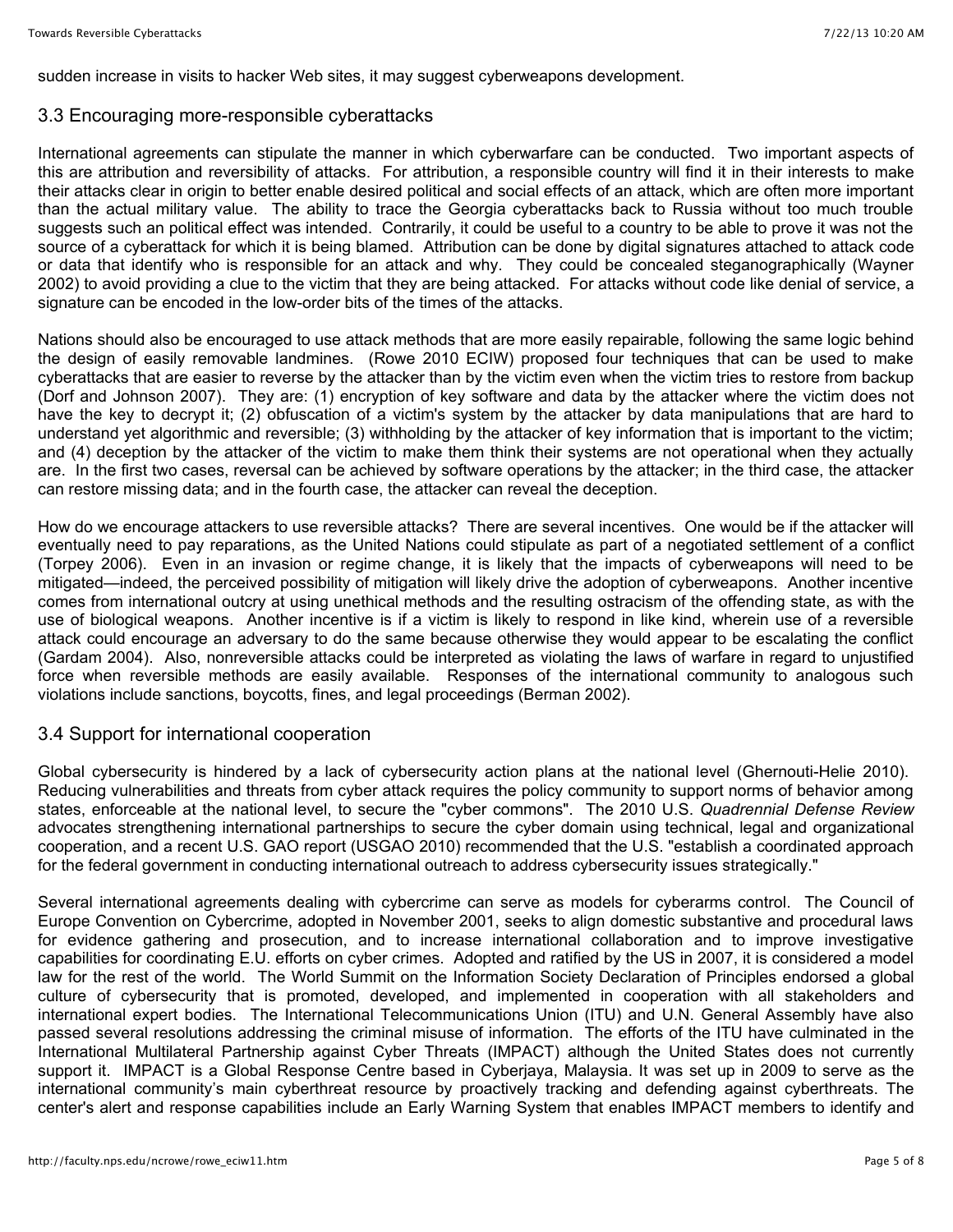sudden increase in visits to hacker Web sites, it may suggest cyberweapons development.

### 3.3 Encouraging more-responsible cyberattacks

International agreements can stipulate the manner in which cyberwarfare can be conducted. Two important aspects of this are attribution and reversibility of attacks. For attribution, a responsible country will find it in their interests to make their attacks clear in origin to better enable desired political and social effects of an attack, which are often more important than the actual military value. The ability to trace the Georgia cyberattacks back to Russia without too much trouble suggests such an political effect was intended. Contrarily, it could be useful to a country to be able to prove it was not the source of a cyberattack for which it is being blamed. Attribution can be done by digital signatures attached to attack code or data that identify who is responsible for an attack and why. They could be concealed steganographically (Wayner 2002) to avoid providing a clue to the victim that they are being attacked. For attacks without code like denial of service, a signature can be encoded in the low-order bits of the times of the attacks.

Nations should also be encouraged to use attack methods that are more easily repairable, following the same logic behind the design of easily removable landmines. (Rowe 2010 ECIW) proposed four techniques that can be used to make cyberattacks that are easier to reverse by the attacker than by the victim even when the victim tries to restore from backup (Dorf and Johnson 2007). They are: (1) encryption of key software and data by the attacker where the victim does not have the key to decrypt it; (2) obfuscation of a victim's system by the attacker by data manipulations that are hard to understand yet algorithmic and reversible; (3) withholding by the attacker of key information that is important to the victim; and (4) deception by the attacker of the victim to make them think their systems are not operational when they actually are. In the first two cases, reversal can be achieved by software operations by the attacker; in the third case, the attacker can restore missing data; and in the fourth case, the attacker can reveal the deception.

How do we encourage attackers to use reversible attacks? There are several incentives. One would be if the attacker will eventually need to pay reparations, as the United Nations could stipulate as part of a negotiated settlement of a conflict (Torpey 2006). Even in an invasion or regime change, it is likely that the impacts of cyberweapons will need to be mitigated—indeed, the perceived possibility of mitigation will likely drive the adoption of cyberweapons. Another incentive comes from international outcry at using unethical methods and the resulting ostracism of the offending state, as with the use of biological weapons. Another incentive is if a victim is likely to respond in like kind, wherein use of a reversible attack could encourage an adversary to do the same because otherwise they would appear to be escalating the conflict (Gardam 2004). Also, nonreversible attacks could be interpreted as violating the laws of warfare in regard to unjustified force when reversible methods are easily available. Responses of the international community to analogous such violations include sanctions, boycotts, fines, and legal proceedings (Berman 2002).

### 3.4 Support for international cooperation

Global cybersecurity is hindered by a lack of cybersecurity action plans at the national level (Ghernouti-Helie 2010). Reducing vulnerabilities and threats from cyber attack requires the policy community to support norms of behavior among states, enforceable at the national level, to secure the "cyber commons". The 2010 U.S. *Quadrennial Defense Review* advocates strengthening international partnerships to secure the cyber domain using technical, legal and organizational cooperation, and a recent U.S. GAO report (USGAO 2010) recommended that the U.S. "establish a coordinated approach for the federal government in conducting international outreach to address cybersecurity issues strategically."

Several international agreements dealing with cybercrime can serve as models for cyberarms control. The Council of Europe Convention on Cybercrime, adopted in November 2001, seeks to align domestic substantive and procedural laws for evidence gathering and prosecution, and to increase international collaboration and to improve investigative capabilities for coordinating E.U. efforts on cyber crimes. Adopted and ratified by the US in 2007, it is considered a model law for the rest of the world. The World Summit on the Information Society Declaration of Principles endorsed a global culture of cybersecurity that is promoted, developed, and implemented in cooperation with all stakeholders and international expert bodies. The International Telecommunications Union (ITU) and U.N. General Assembly have also passed several resolutions addressing the criminal misuse of information. The efforts of the ITU have culminated in the International Multilateral Partnership against Cyber Threats (IMPACT) although the United States does not currently support it. IMPACT is a Global Response Centre based in Cyberjaya, Malaysia. It was set up in 2009 to serve as the international community's main cyberthreat resource by proactively tracking and defending against cyberthreats. The center's alert and response capabilities include an Early Warning System that enables IMPACT members to identify and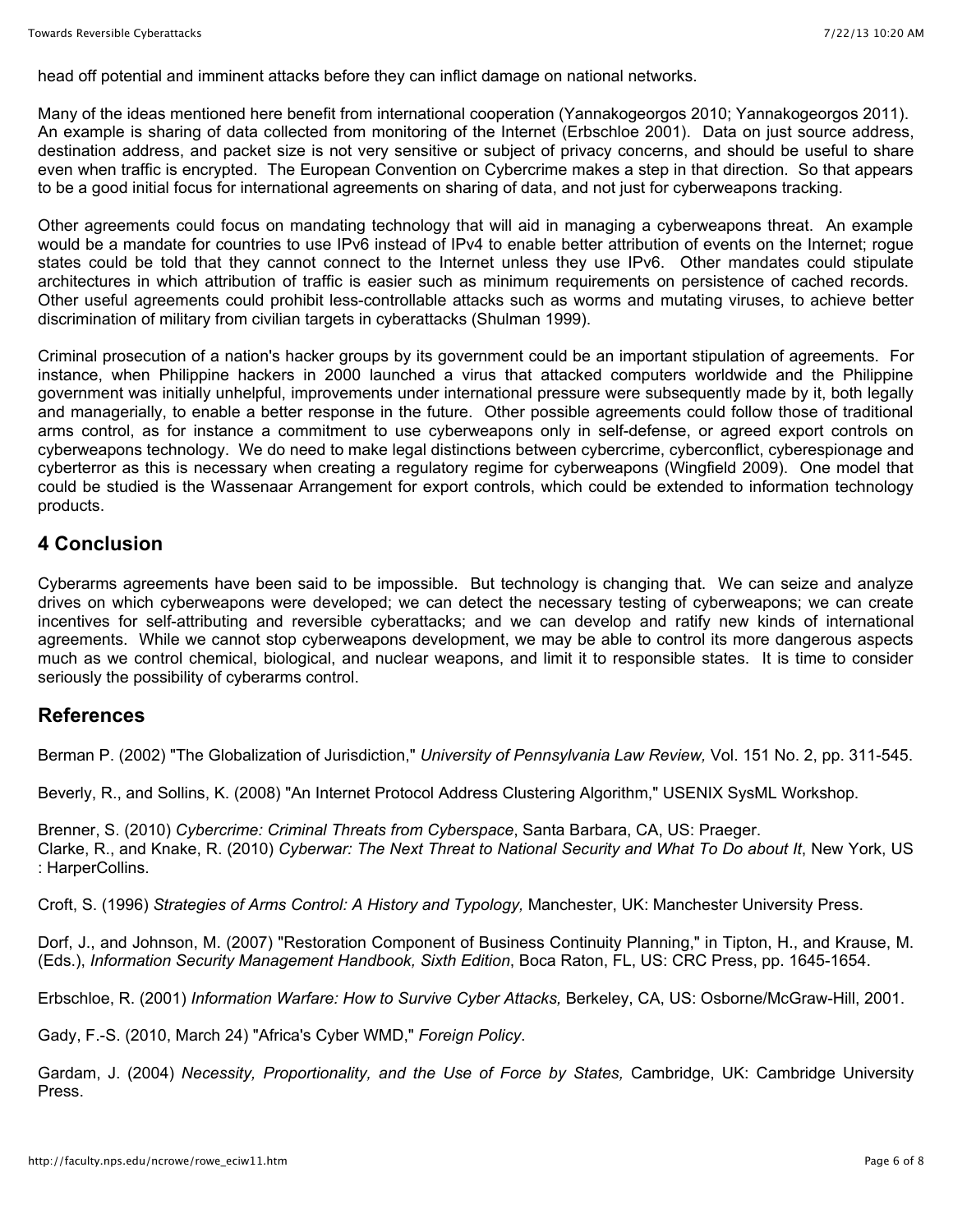head off potential and imminent attacks before they can inflict damage on national networks.

Many of the ideas mentioned here benefit from international cooperation (Yannakogeorgos 2010; Yannakogeorgos 2011). An example is sharing of data collected from monitoring of the Internet (Erbschloe 2001). Data on just source address, destination address, and packet size is not very sensitive or subject of privacy concerns, and should be useful to share even when traffic is encrypted. The European Convention on Cybercrime makes a step in that direction. So that appears to be a good initial focus for international agreements on sharing of data, and not just for cyberweapons tracking.

Other agreements could focus on mandating technology that will aid in managing a cyberweapons threat. An example would be a mandate for countries to use IPv6 instead of IPv4 to enable better attribution of events on the Internet; rogue states could be told that they cannot connect to the Internet unless they use IPv6. Other mandates could stipulate architectures in which attribution of traffic is easier such as minimum requirements on persistence of cached records. Other useful agreements could prohibit less-controllable attacks such as worms and mutating viruses, to achieve better discrimination of military from civilian targets in cyberattacks (Shulman 1999).

Criminal prosecution of a nation's hacker groups by its government could be an important stipulation of agreements. For instance, when Philippine hackers in 2000 launched a virus that attacked computers worldwide and the Philippine government was initially unhelpful, improvements under international pressure were subsequently made by it, both legally and managerially, to enable a better response in the future. Other possible agreements could follow those of traditional arms control, as for instance a commitment to use cyberweapons only in self-defense, or agreed export controls on cyberweapons technology. We do need to make legal distinctions between cybercrime, cyberconflict, cyberespionage and cyberterror as this is necessary when creating a regulatory regime for cyberweapons (Wingfield 2009). One model that could be studied is the Wassenaar Arrangement for export controls, which could be extended to information technology products.

## 4 Conclusion

Cyberarms agreements have been said to be impossible. But technology is changing that. We can seize and analyze drives on which cyberweapons were developed; we can detect the necessary testing of cyberweapons; we can create incentives for self-attributing and reversible cyberattacks; and we can develop and ratify new kinds of international agreements. While we cannot stop cyberweapons development, we may be able to control its more dangerous aspects much as we control chemical, biological, and nuclear weapons, and limit it to responsible states. It is time to consider seriously the possibility of cyberarms control.

## References

Berman P. (2002) "The Globalization of Jurisdiction," *University of Pennsylvania Law Review,* Vol. 151 No. 2, pp. 311-545.

Beverly, R., and Sollins, K. (2008) "An Internet Protocol Address Clustering Algorithm," USENIX SysML Workshop.

Brenner, S. (2010) *Cybercrime: Criminal Threats from Cyberspace*, Santa Barbara, CA, US: Praeger.

Clarke, R., and Knake, R. (2010) *Cyberwar: The Next Threat to National Security and What To Do about It*, New York, US : HarperCollins.

Croft, S. (1996) *Strategies of Arms Control: A History and Typology,* Manchester, UK: Manchester University Press.

Dorf, J., and Johnson, M. (2007) "Restoration Component of Business Continuity Planning," in Tipton, H., and Krause, M. (Eds.), *Information Security Management Handbook, Sixth Edition*, Boca Raton, FL, US: CRC Press, pp. 1645-1654.

Erbschloe, R. (2001) *Information Warfare: How to Survive Cyber Attacks,* Berkeley, CA, US: Osborne/McGraw-Hill, 2001.

Gady, F.-S. (2010, March 24) "Africa's Cyber WMD," *Foreign Policy*.

Gardam, J. (2004) *Necessity, Proportionality, and the Use of Force by States,* Cambridge, UK: Cambridge University Press.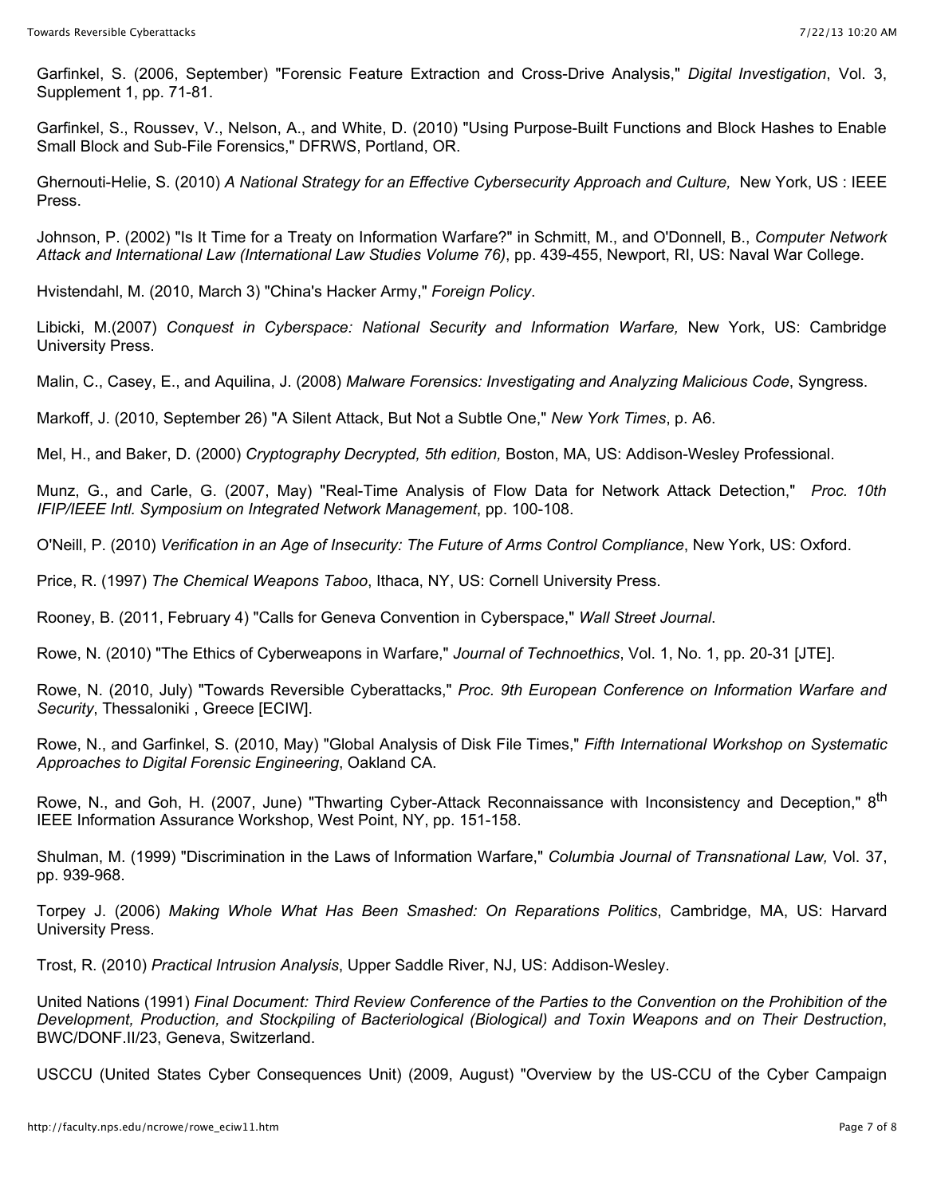Garfinkel, S. (2006, September) "Forensic Feature Extraction and Cross-Drive Analysis," *Digital Investigation*, Vol. 3, Supplement 1, pp. 71-81.

Garfinkel, S., Roussev, V., Nelson, A., and White, D. (2010) "Using Purpose-Built Functions and Block Hashes to Enable Small Block and Sub-File Forensics," DFRWS, Portland, OR.

Ghernouti-Helie, S. (2010) *A National Strategy for an Effective Cybersecurity Approach and Culture,* New York, US : IEEE Press.

Johnson, P. (2002) "Is It Time for a Treaty on Information Warfare?" in Schmitt, M., and O'Donnell, B., *Computer Network Attack and International Law (International Law Studies Volume 76)*, pp. 439-455, Newport, RI, US: Naval War College.

Hvistendahl, M. (2010, March 3) "China's Hacker Army," *Foreign Policy*.

Libicki, M.(2007) *Conquest in Cyberspace: National Security and Information Warfare,* New York, US: Cambridge University Press.

Malin, C., Casey, E., and Aquilina, J. (2008) *Malware Forensics: Investigating and Analyzing Malicious Code*, Syngress.

Markoff, J. (2010, September 26) "A Silent Attack, But Not a Subtle One," *New York Times*, p. A6.

Mel, H., and Baker, D. (2000) *Cryptography Decrypted, 5th edition,* Boston, MA, US: Addison-Wesley Professional.

Munz, G., and Carle, G. (2007, May) "Real-Time Analysis of Flow Data for Network Attack Detection," *Proc. 10th IFIP/IEEE Intl. Symposium on Integrated Network Management*, pp. 100-108.

O'Neill, P. (2010) *Verification in an Age of Insecurity: The Future of Arms Control Compliance*, New York, US: Oxford.

Price, R. (1997) *The Chemical Weapons Taboo*, Ithaca, NY, US: Cornell University Press.

Rooney, B. (2011, February 4) "Calls for Geneva Convention in Cyberspace," *Wall Street Journal*.

Rowe, N. (2010) "The Ethics of Cyberweapons in Warfare," *Journal of Technoethics*, Vol. 1, No. 1, pp. 20-31 [JTE].

Rowe, N. (2010, July) "Towards Reversible Cyberattacks," *Proc. 9th European Conference on Information Warfare and Security*, Thessaloniki , Greece [ECIW].

Rowe, N., and Garfinkel, S. (2010, May) "Global Analysis of Disk File Times," *Fifth International Workshop on Systematic Approaches to Digital Forensic Engineering*, Oakland CA.

Rowe, N., and Goh, H. (2007, June) "Thwarting Cyber-Attack Reconnaissance with Inconsistency and Deception," 8th IEEE Information Assurance Workshop, West Point, NY, pp. 151-158.

Shulman, M. (1999) "Discrimination in the Laws of Information Warfare," *Columbia Journal of Transnational Law,* Vol. 37, pp. 939-968.

Torpey J. (2006) *Making Whole What Has Been Smashed: On Reparations Politics*, Cambridge, MA, US: Harvard University Press.

Trost, R. (2010) *Practical Intrusion Analysis*, Upper Saddle River, NJ, US: Addison-Wesley.

United Nations (1991) *Final Document: Third Review Conference of the Parties to the Convention on the Prohibition of the Development, Production, and Stockpiling of Bacteriological (Biological) and Toxin Weapons and on Their Destruction*, BWC/DONF.II/23, Geneva, Switzerland.

USCCU (United States Cyber Consequences Unit) (2009, August) "Overview by the US-CCU of the Cyber Campaign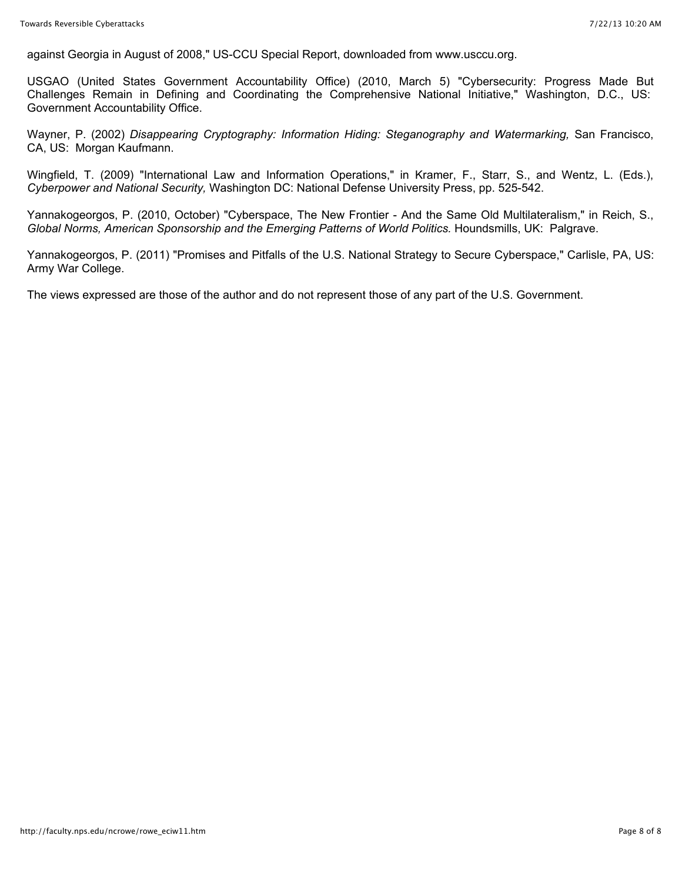against Georgia in August of 2008," US-CCU Special Report, downloaded from www.usccu.org.

USGAO (United States Government Accountability Office) (2010, March 5) "Cybersecurity: Progress Made But Challenges Remain in Defining and Coordinating the Comprehensive National Initiative," Washington, D.C., US: Government Accountability Office.

Wayner, P. (2002) *Disappearing Cryptography: Information Hiding: Steganography and Watermarking,* San Francisco, CA, US: Morgan Kaufmann.

Wingfield, T. (2009) "International Law and Information Operations," in Kramer, F., Starr, S., and Wentz, L. (Eds.), *Cyberpower and National Security,* Washington DC: National Defense University Press, pp. 525-542.

Yannakogeorgos, P. (2010, October) "Cyberspace, The New Frontier - And the Same Old Multilateralism," in Reich, S., *Global Norms, American Sponsorship and the Emerging Patterns of World Politics.* Houndsmills, UK: Palgrave.

Yannakogeorgos, P. (2011) "Promises and Pitfalls of the U.S. National Strategy to Secure Cyberspace," Carlisle, PA, US: Army War College.

The views expressed are those of the author and do not represent those of any part of the U.S. Government.